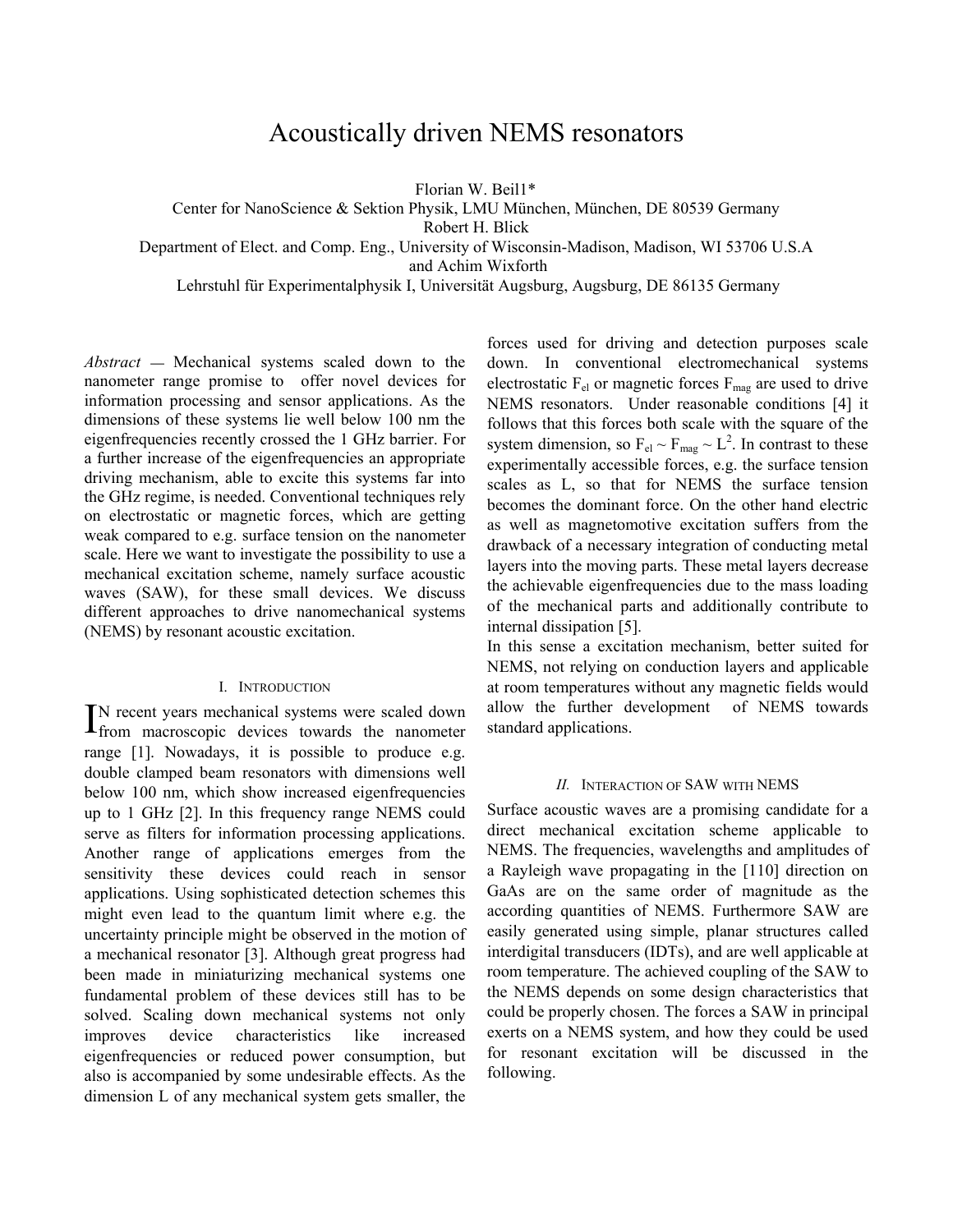# Acoustically driven NEMS resonators

Florian W. Beil1*
Center for NanoScience & Sektion Physik, LMU München, München, DE 80539 Germany
Robert H. Blick
Department of Elect. and Comp. Eng., University of Wisconsin-Madison, Madison, WI 53706 U.S.A
and Achim Wixforth
Lehrstuhl für Experimentalphysik I, Universität Augsburg, Augsburg, DE 86135 Germany

*Abstract* — Mechanical systems scaled down to the nanometer range promise to offer novel devices for information processing and sensor applications. As the dimensions of these systems lie well below 100 nm the eigenfrequencies recently crossed the 1 GHz barrier. For a further increase of the eigenfrequencies an appropriate driving mechanism, able to excite this systems far into the GHz regime, is needed. Conventional techniques rely on electrostatic or magnetic forces, which are getting weak compared to e.g. surface tension on the nanometer scale. Here we want to investigate the possibility to use a mechanical excitation scheme, namely surface acoustic waves (SAW), for these small devices. We discuss different approaches to drive nanomechanical systems (NEMS) by resonant acoustic excitation.

## I. Introduction

In recent years mechanical systems were scaled down from macroscopic devices towards the nanometer range [1]. Nowadays, it is possible to produce e.g. double clamped beam resonators with dimensions well below 100 nm, which show increased eigenfrequencies up to 1 GHz [2]. In this frequency range NEMS could serve as filters for information processing applications. Another range of applications emerges from the sensitivity these devices could reach in sensor applications. Using sophisticated detection schemes this might even lead to the quantum limit where e.g. the uncertainty principle might be observed in the motion of a mechanical resonator [3]. Although great progress had been made in miniaturizing mechanical systems one fundamental problem of these devices still has to be solved. Scaling down mechanical systems not only improves device characteristics like increased eigenfrequencies or reduced power consumption, but also is accompanied by some undesirable effects. As the dimension L of any mechanical system gets smaller, the forces used for driving and detection purposes scale down. In conventional electromechanical systems electrostatic $F_{el}$ or magnetic forces $F_{mag}$ are used to drive NEMS resonators. Under reasonable conditions [4] it follows that this forces both scale with the square of the system dimension, so $F_{el} \sim F_{mag} \sim L^2$. In contrast to these experimentally accessible forces, e.g. the surface tension scales as L, so that for NEMS the surface tension becomes the dominant force. On the other hand electric as well as magnetomotive excitation suffers from the drawback of a necessary integration of conducting metal layers into the moving parts. These metal layers decrease the achievable eigenfrequencies due to the mass loading of the mechanical parts and additionally contribute to internal dissipation [5].

In this sense a excitation mechanism, better suited for NEMS, not relying on conduction layers and applicable at room temperatures without any magnetic fields would allow the further development of NEMS towards standard applications.

## *II. Interaction of SAW with NEMS*

Surface acoustic waves are a promising candidate for a direct mechanical excitation scheme applicable to NEMS. The frequencies, wavelengths and amplitudes of a Rayleigh wave propagating in the [110] direction on GaAs are on the same order of magnitude as the according quantities of NEMS. Furthermore SAW are easily generated using simple, planar structures called interdigital transducers (IDTs), and are well applicable at room temperature. The achieved coupling of the SAW to the NEMS depends on some design characteristics that could be properly chosen. The forces a SAW in principal exerts on a NEMS system, and how they could be used for resonant excitation will be discussed in the following.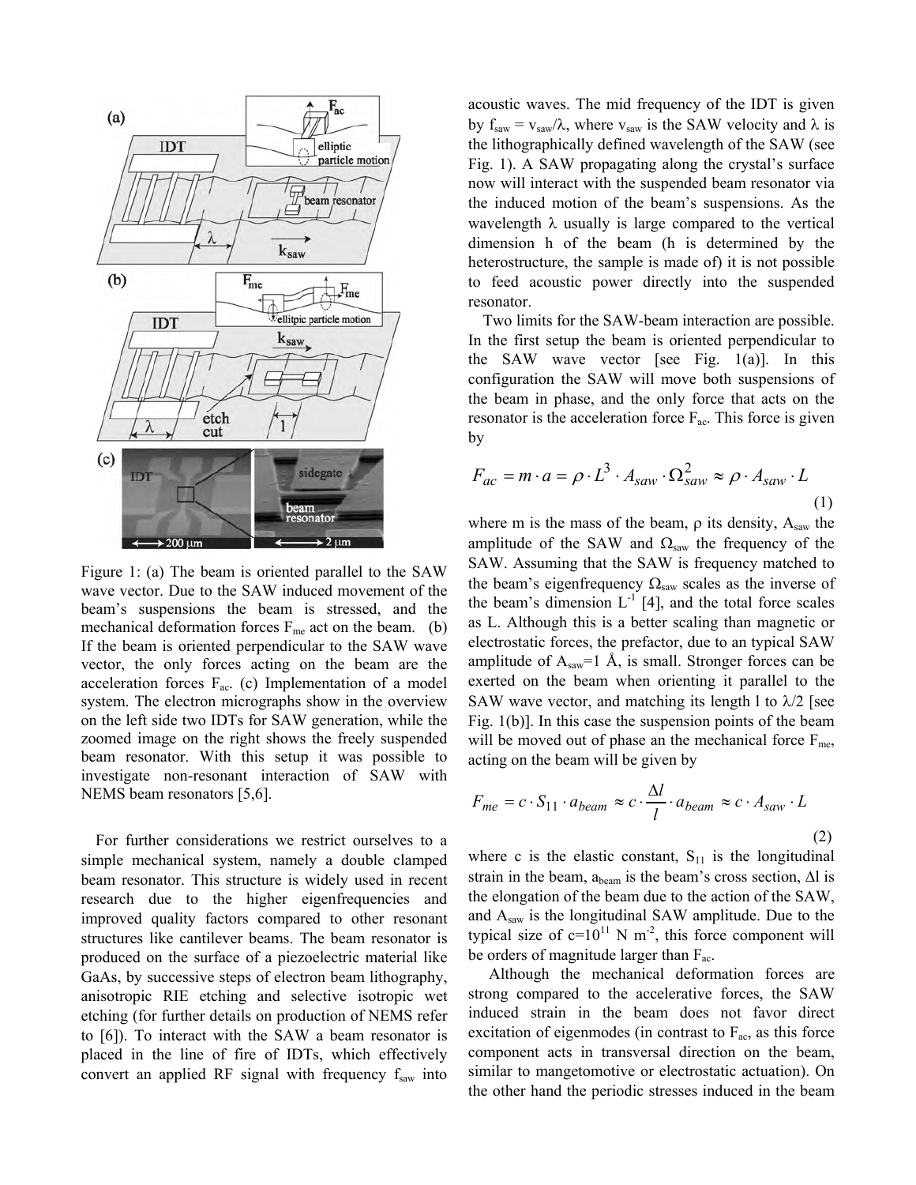Figure 1: (a) The beam is oriented parallel to the SAW wave vector. Due to the SAW induced movement of the beam's suspensions the beam is stressed, and the mechanical deformation forces $F_{me}$ act on the beam. (b) If the beam is oriented perpendicular to the SAW wave vector, the only forces acting on the beam are the acceleration forces $F_{ac}$. (c) Implementation of a model system. The electron micrographs show in the overview on the left side two IDTs for SAW generation, while the zoomed image on the right shows the freely suspended beam resonator. With this setup it was possible to investigate non-resonant interaction of SAW with NEMS beam resonators [5,6].

For further considerations we restrict ourselves to a simple mechanical system, namely a double clamped beam resonator. This structure is widely used in recent research due to the higher eigenfrequencies and improved quality factors compared to other resonant structures like cantilever beams. The beam resonator is produced on the surface of a piezoelectric material like GaAs, by successive steps of electron beam lithography, anisotropic RIE etching and selective isotropic wet etching (for further details on production of NEMS refer to [6]). To interact with the SAW a beam resonator is placed in the line of fire of IDTs, which effectively convert an applied RF signal with frequency $f_{saw}$ into acoustic waves. The mid frequency of the IDT is given by $f_{saw} = v_{saw}/\lambda$, where $v_{saw}$ is the SAW velocity and $\lambda$ is the lithographically defined wavelength of the SAW (see Fig. 1). A SAW propagating along the crystal's surface now will interact with the suspended beam resonator via the induced motion of the beam's suspensions. As the wavelength $\lambda$ usually is large compared to the vertical dimension h of the beam (h is determined by the heterostructure, the sample is made of) it is not possible to feed acoustic power directly into the suspended resonator.

Two limits for the SAW-beam interaction are possible. In the first setup the beam is oriented perpendicular to the SAW wave vector [see Fig. 1(a)]. In this configuration the SAW will move both suspensions of the beam in phase, and the only force that acts on the resonator is the acceleration force $F_{ac}$. This force is given by

$$F_{ac} = m \cdot a = \rho \cdot L^3 \cdot A_{saw} \cdot \Omega_{saw}^2 \approx \rho \cdot A_{saw} \cdot L \tag{1}$$

where m is the mass of the beam, $\rho$ its density, $A_{saw}$ the amplitude of the SAW and $\Omega_{saw}$ the frequency of the SAW. Assuming that the SAW is frequency matched to the beam's eigenfrequency $\Omega_{saw}$ scales as the inverse of the beam's dimension $L^{-1}$ [4], and the total force scales as L. Although this is a better scaling than magnetic or electrostatic forces, the prefactor, due to an typical SAW amplitude of $A_{saw}$=1 Å, is small. Stronger forces can be exerted on the beam when orienting it parallel to the SAW wave vector, and matching its length l to $\lambda/2$ [see Fig. 1(b)]. In this case the suspension points of the beam will be moved out of phase an the mechanical force $F_{me}$, acting on the beam will be given by

$$F_{me} = c \cdot S_{11} \cdot a_{beam} \approx c \cdot \frac{\Delta l}{l} \cdot a_{beam} \approx c \cdot A_{saw} \cdot L \tag{2}$$

where c is the elastic constant, $S_{11}$ is the longitudinal strain in the beam, $a_{beam}$ is the beam's cross section, $\Delta l$ is the elongation of the beam due to the action of the SAW, and $A_{saw}$ is the longitudinal SAW amplitude. Due to the typical size of $c=10^{11}$ N m$^{-2}$, this force component will be orders of magnitude larger than $F_{ac}$.

Although the mechanical deformation forces are strong compared to the accelerative forces, the SAW induced strain in the beam does not favor direct excitation of eigenmodes (in contrast to $F_{ac}$, as this force component acts in transversal direction on the beam, similar to mangetomotive or electrostatic actuation). On the other hand the periodic stresses induced in the beam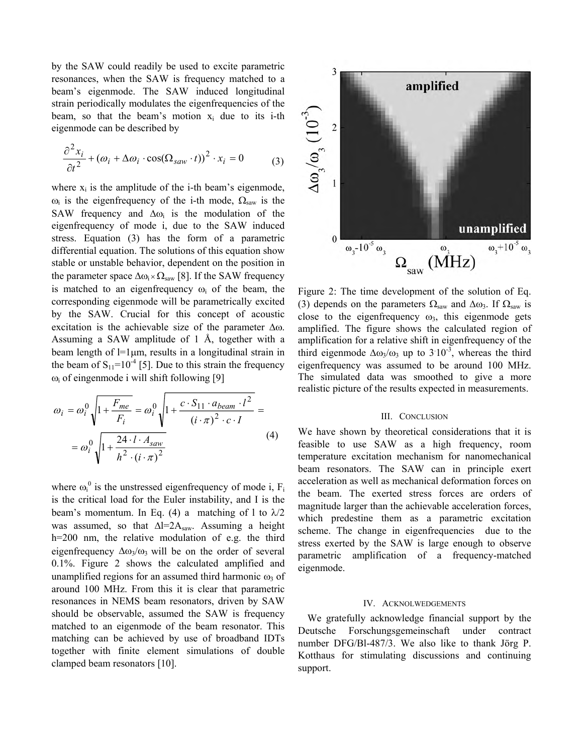by the SAW could readily be used to excite parametric resonances, when the SAW is frequency matched to a beam's eigenmode. The SAW induced longitudinal strain periodically modulates the eigenfrequencies of the beam, so that the beam's motion $x_i$ due to its i-th eigenmode can be described by

$$\frac{\partial^2 x_i}{\partial t^2} + (\omega_i + \Delta\omega_i \cdot \cos(\Omega_{saw} \cdot t))^2 \cdot x_i = 0 \qquad (3)$$

where $x_i$ is the amplitude of the i-th beam's eigenmode, $\omega_i$ is the eigenfrequency of the i-th mode, $\Omega_{saw}$ is the SAW frequency and $\Delta\omega_i$ is the modulation of the eigenfrequency of mode i, due to the SAW induced stress. Equation (3) has the form of a parametric differential equation. The solutions of this equation show stable or unstable behavior, dependent on the position in the parameter space $\Delta\omega_i \times \Omega_{saw}$ [8]. If the SAW frequency is matched to an eigenfrequency $\omega_i$ of the beam, the corresponding eigenmode will be parametrically excited by the SAW. Crucial for this concept of acoustic excitation is the achievable size of the parameter $\Delta\omega$. Assuming a SAW amplitude of 1 Å, together with a beam length of l=1μm, results in a longitudinal strain in the beam of $S_{11}=10^{-4}$ [5]. Due to this strain the frequency $\omega_i$ of eingenmode i will shift following [9]

$$\omega_i = \omega_i^0 \sqrt{1 + \frac{F_{me}}{F_i}} = \omega_i^0 \sqrt{1 + \frac{c \cdot S_{11} \cdot a_{beam} \cdot l^2}{(i \cdot \pi)^2 \cdot c \cdot I}} = $$
$$= \omega_i^0 \sqrt{1 + \frac{24 \cdot l \cdot A_{saw}}{h^2 \cdot (i \cdot \pi)^2}} \qquad (4)$$

where $\omega_i^0$ is the unstressed eigenfrequency of mode i, $F_i$ is the critical load for the Euler instability, and I is the beam's momentum. In Eq. (4) a matching of l to $\lambda/2$ was assumed, so that $\Delta l=2A_{saw}$. Assuming a height h=200 nm, the relative modulation of e.g. the third eigenfrequency $\Delta\omega_3/\omega_3$ will be on the order of several 0.1%. Figure 2 shows the calculated amplified and unamplified regions for an assumed third harmonic $\omega_3$ of around 100 MHz. From this it is clear that parametric resonances in NEMS beam resonators, driven by SAW should be observable, assumed the SAW is frequency matched to an eigenmode of the beam resonator. This matching can be achieved by use of broadband IDTs together with finite element simulations of double clamped beam resonators [10].

Figure 2: The time development of the solution of Eq. (3) depends on the parameters $\Omega_{saw}$ and $\Delta\omega_3$. If $\Omega_{saw}$ is close to the eigenfrequency $\omega_3$, this eigenmode gets amplified. The figure shows the calculated region of amplification for a relative shift in eigenfrequency of the third eigenmode $\Delta\omega_3/\omega_3$ up to $3 \cdot 10^{-3}$, whereas the third eigenfrequency was assumed to be around 100 MHz. The simulated data was smoothed to give a more realistic picture of the results expected in measurements.

## III. Conclusion

We have shown by theoretical considerations that it is feasible to use SAW as a high frequency, room temperature excitation mechanism for nanomechanical beam resonators. The SAW can in principle exert acceleration as well as mechanical deformation forces on the beam. The exerted stress forces are orders of magnitude larger than the achievable acceleration forces, which predestine them as a parametric excitation scheme. The change in eigenfrequencies due to the stress exerted by the SAW is large enough to observe parametric amplification of a frequency-matched eigenmode.

## IV. Acknolwedgements

We gratefully acknowledge financial support by the Deutsche Forschungsgemeinschaft under contract number DFG/Bl-487/3. We also like to thank Jörg P. Kotthaus for stimulating discussions and continuing support.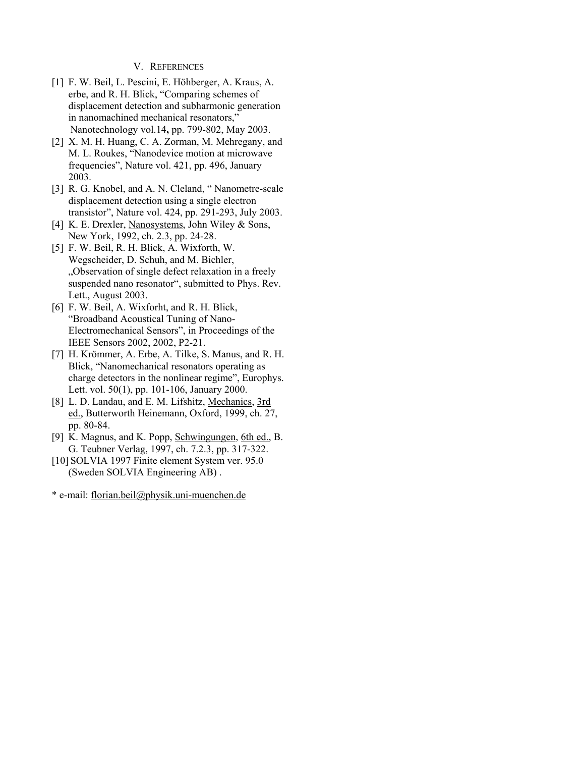## V. REFERENCES

[1] F. W. Beil, L. Pescini, E. Höhberger, A. Kraus, A. erbe, and R. H. Blick, "Comparing schemes of displacement detection and subharmonic generation in nanomachined mechanical resonators," Nanotechnology vol.14**,** pp. 799-802, May 2003.

[2] X. M. H. Huang, C. A. Zorman, M. Mehregany, and M. L. Roukes, "Nanodevice motion at microwave frequencies", Nature vol. 421, pp. 496, January 2003.

[3] R. G. Knobel, and A. N. Cleland, " Nanometre-scale displacement detection using a single electron transistor", Nature vol. 424, pp. 291-293, July 2003.

[4] K. E. Drexler, Nanosystems, John Wiley & Sons, New York, 1992, ch. 2.3, pp. 24-28.

[5] F. W. Beil, R. H. Blick, A. Wixforth, W. Wegscheider, D. Schuh, and M. Bichler, „Observation of single defect relaxation in a freely suspended nano resonator", submitted to Phys. Rev. Lett., August 2003.

[6] F. W. Beil, A. Wixforht, and R. H. Blick, "Broadband Acoustical Tuning of Nano-Electromechanical Sensors", in Proceedings of the IEEE Sensors 2002, 2002, P2-21.

[7] H. Krömmer, A. Erbe, A. Tilke, S. Manus, and R. H. Blick, "Nanomechanical resonators operating as charge detectors in the nonlinear regime", Europhys. Lett. vol. 50(1), pp. 101-106, January 2000.

[8] L. D. Landau, and E. M. Lifshitz, Mechanics, 3rd ed., Butterworth Heinemann, Oxford, 1999, ch. 27, pp. 80-84.

[9] K. Magnus, and K. Popp, Schwingungen, 6th ed., B. G. Teubner Verlag, 1997, ch. 7.2.3, pp. 317-322.

[10] SOLVIA 1997 Finite element System ver. 95.0 (Sweden SOLVIA Engineering AB) .

* e-mail: florian.beil@physik.uni-muenchen.de